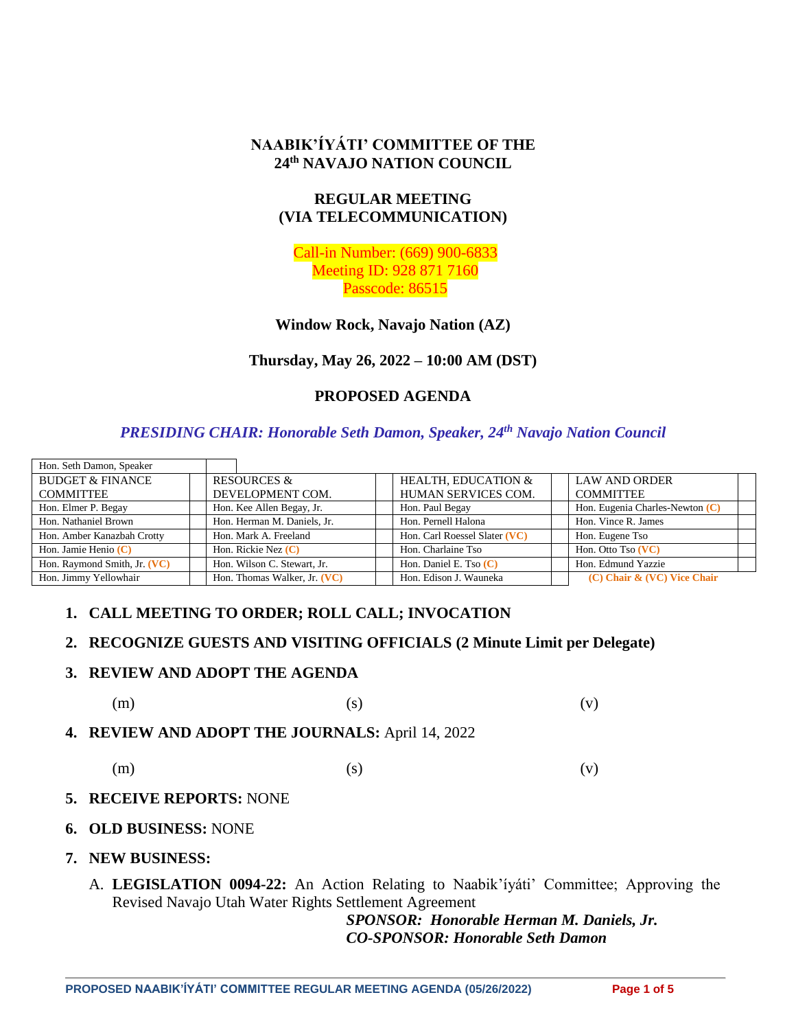# NAABIK'ÍYÁTI' COMMITTEE OF THE 24th NAVAJO NATION COUNCIL

## REGULAR MEETING (VIA TELECOMMUNICATION)

Call-in Number: (669) 900-6833
Meeting ID: 928 871 7160
Passcode: 86515

**Window Rock, Navajo Nation (AZ)**

**Thursday, May 26, 2022 – 10:00 AM (DST)**

## PROPOSED AGENDA

***PRESIDING CHAIR: Honorable Seth Damon, Speaker, 24th Navajo Nation Council***

| Hon. Seth Damon, Speaker | | | | | | | |
|---|---|---|---|---|---|---|---|
| BUDGET & FINANCE COMMITTEE | | RESOURCES & DEVELOPMENT COM. | | HEALTH, EDUCATION & HUMAN SERVICES COM. | | LAW AND ORDER COMMITTEE | |
| Hon. Elmer P. Begay | | Hon. Kee Allen Begay, Jr. | | Hon. Paul Begay | | Hon. Eugenia Charles-Newton (C) | |
| Hon. Nathaniel Brown | | Hon. Herman M. Daniels, Jr. | | Hon. Pernell Halona | | Hon. Vince R. James | |
| Hon. Amber Kanazbah Crotty | | Hon. Mark A. Freeland | | Hon. Carl Roessel Slater (VC) | | Hon. Eugene Tso | |
| Hon. Jamie Henio (C) | | Hon. Rickie Nez (C) | | Hon. Charlaine Tso | | Hon. Otto Tso (VC) | |
| Hon. Raymond Smith, Jr. (VC) | | Hon. Wilson C. Stewart, Jr. | | Hon. Daniel E. Tso (C) | | Hon. Edmund Yazzie | |
| Hon. Jimmy Yellowhair | | Hon. Thomas Walker, Jr. (VC) | | Hon. Edison J. Wauneka | | (C) Chair & (VC) Vice Chair | |

1. **CALL MEETING TO ORDER; ROLL CALL; INVOCATION**

2. **RECOGNIZE GUESTS AND VISITING OFFICIALS (2 Minute Limit per Delegate)**

3. **REVIEW AND ADOPT THE AGENDA**

   (m) (s) (v)

4. **REVIEW AND ADOPT THE JOURNALS:** April 14, 2022

   (m) (s) (v)

5. **RECEIVE REPORTS:** NONE

6. **OLD BUSINESS:** NONE

7. **NEW BUSINESS:**

   A. **LEGISLATION 0094-22:** An Action Relating to Naabik'íyáti' Committee; Approving the Revised Navajo Utah Water Rights Settlement Agreement

   ***SPONSOR: Honorable Herman M. Daniels, Jr.***
   ***CO-SPONSOR: Honorable Seth Damon***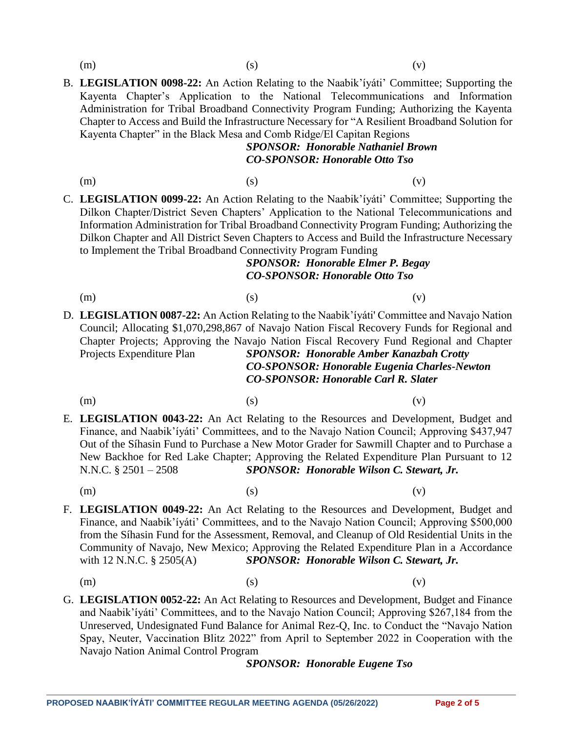(m) (s) (v)

B. **LEGISLATION 0098-22:** An Action Relating to the Naabik'íyáti' Committee; Supporting the Kayenta Chapter's Application to the National Telecommunications and Information Administration for Tribal Broadband Connectivity Program Funding; Authorizing the Kayenta Chapter to Access and Build the Infrastructure Necessary for "A Resilient Broadband Solution for Kayenta Chapter" in the Black Mesa and Comb Ridge/El Capitan Regions

***SPONSOR: Honorable Nathaniel Brown***
***CO-SPONSOR: Honorable Otto Tso***

(m) (s) (v)

C. **LEGISLATION 0099-22:** An Action Relating to the Naabik'íyáti' Committee; Supporting the Dilkon Chapter/District Seven Chapters' Application to the National Telecommunications and Information Administration for Tribal Broadband Connectivity Program Funding; Authorizing the Dilkon Chapter and All District Seven Chapters to Access and Build the Infrastructure Necessary to Implement the Tribal Broadband Connectivity Program Funding

***SPONSOR: Honorable Elmer P. Begay***
***CO-SPONSOR: Honorable Otto Tso***

(m) (s) (v)

D. **LEGISLATION 0087-22:** An Action Relating to the Naabik'íyáti' Committee and Navajo Nation Council; Allocating $1,070,298,867 of Navajo Nation Fiscal Recovery Funds for Regional and Chapter Projects; Approving the Navajo Nation Fiscal Recovery Fund Regional and Chapter Projects Expenditure Plan

***SPONSOR: Honorable Amber Kanazbah Crotty***
***CO-SPONSOR: Honorable Eugenia Charles-Newton***
***CO-SPONSOR: Honorable Carl R. Slater***

(m) (s) (v)

E. **LEGISLATION 0043-22:** An Act Relating to the Resources and Development, Budget and Finance, and Naabik'íyáti' Committees, and to the Navajo Nation Council; Approving $437,947 Out of the Síhasin Fund to Purchase a New Motor Grader for Sawmill Chapter and to Purchase a New Backhoe for Red Lake Chapter; Approving the Related Expenditure Plan Pursuant to 12 N.N.C. § 2501 – 2508

***SPONSOR: Honorable Wilson C. Stewart, Jr.***

(m) (s) (v)

F. **LEGISLATION 0049-22:** An Act Relating to the Resources and Development, Budget and Finance, and Naabik'íyáti' Committees, and to the Navajo Nation Council; Approving $500,000 from the Síhasin Fund for the Assessment, Removal, and Cleanup of Old Residential Units in the Community of Navajo, New Mexico; Approving the Related Expenditure Plan in a Accordance with 12 N.N.C. § 2505(A)

***SPONSOR: Honorable Wilson C. Stewart, Jr.***

(m) (s) (v)

G. **LEGISLATION 0052-22:** An Act Relating to Resources and Development, Budget and Finance and Naabik'íyáti' Committees, and to the Navajo Nation Council; Approving $267,184 from the Unreserved, Undesignated Fund Balance for Animal Rez-Q, Inc. to Conduct the "Navajo Nation Spay, Neuter, Vaccination Blitz 2022" from April to September 2022 in Cooperation with the Navajo Nation Animal Control Program

***SPONSOR: Honorable Eugene Tso***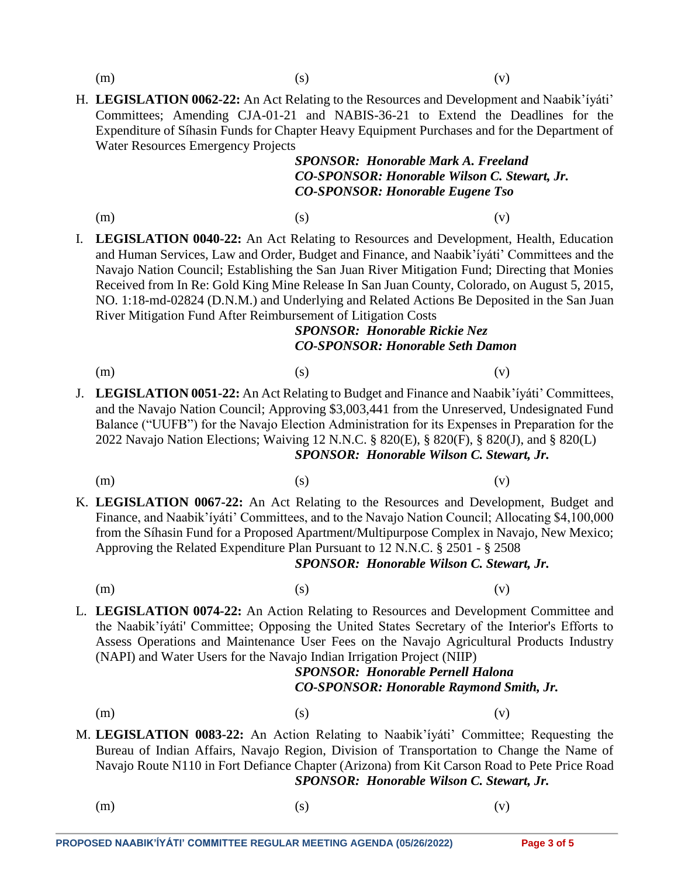(m) (s) (v)

H. **LEGISLATION 0062-22:** An Act Relating to the Resources and Development and Naabik'íyáti' Committees; Amending CJA-01-21 and NABIS-36-21 to Extend the Deadlines for the Expenditure of Síhasin Funds for Chapter Heavy Equipment Purchases and for the Department of Water Resources Emergency Projects

***SPONSOR: Honorable Mark A. Freeland***
***CO-SPONSOR: Honorable Wilson C. Stewart, Jr.***
***CO-SPONSOR: Honorable Eugene Tso***

(m) (s) (v)

I. **LEGISLATION 0040-22:** An Act Relating to Resources and Development, Health, Education and Human Services, Law and Order, Budget and Finance, and Naabik'íyáti' Committees and the Navajo Nation Council; Establishing the San Juan River Mitigation Fund; Directing that Monies Received from In Re: Gold King Mine Release In San Juan County, Colorado, on August 5, 2015, NO. 1:18-md-02824 (D.N.M.) and Underlying and Related Actions Be Deposited in the San Juan River Mitigation Fund After Reimbursement of Litigation Costs

***SPONSOR: Honorable Rickie Nez***
***CO-SPONSOR: Honorable Seth Damon***

(m) (s) (v)

J. **LEGISLATION 0051-22:** An Act Relating to Budget and Finance and Naabik'íyáti' Committees, and the Navajo Nation Council; Approving $3,003,441 from the Unreserved, Undesignated Fund Balance ("UUFB") for the Navajo Election Administration for its Expenses in Preparation for the 2022 Navajo Nation Elections; Waiving 12 N.N.C. § 820(E), § 820(F), § 820(J), and § 820(L)

***SPONSOR: Honorable Wilson C. Stewart, Jr.***

(m) (s) (v)

K. **LEGISLATION 0067-22:** An Act Relating to the Resources and Development, Budget and Finance, and Naabik'íyáti' Committees, and to the Navajo Nation Council; Allocating $4,100,000 from the Síhasin Fund for a Proposed Apartment/Multipurpose Complex in Navajo, New Mexico; Approving the Related Expenditure Plan Pursuant to 12 N.N.C. § 2501 - § 2508

***SPONSOR: Honorable Wilson C. Stewart, Jr.***

(m) (s) (v)

L. **LEGISLATION 0074-22:** An Action Relating to Resources and Development Committee and the Naabik'íyáti' Committee; Opposing the United States Secretary of the Interior's Efforts to Assess Operations and Maintenance User Fees on the Navajo Agricultural Products Industry (NAPI) and Water Users for the Navajo Indian Irrigation Project (NIIP)

***SPONSOR: Honorable Pernell Halona***
***CO-SPONSOR: Honorable Raymond Smith, Jr.***

(m) (s) (v)

M. **LEGISLATION 0083-22:** An Action Relating to Naabik'íyáti' Committee; Requesting the Bureau of Indian Affairs, Navajo Region, Division of Transportation to Change the Name of Navajo Route N110 in Fort Defiance Chapter (Arizona) from Kit Carson Road to Pete Price Road

***SPONSOR: Honorable Wilson C. Stewart, Jr.***

(m) (s) (v)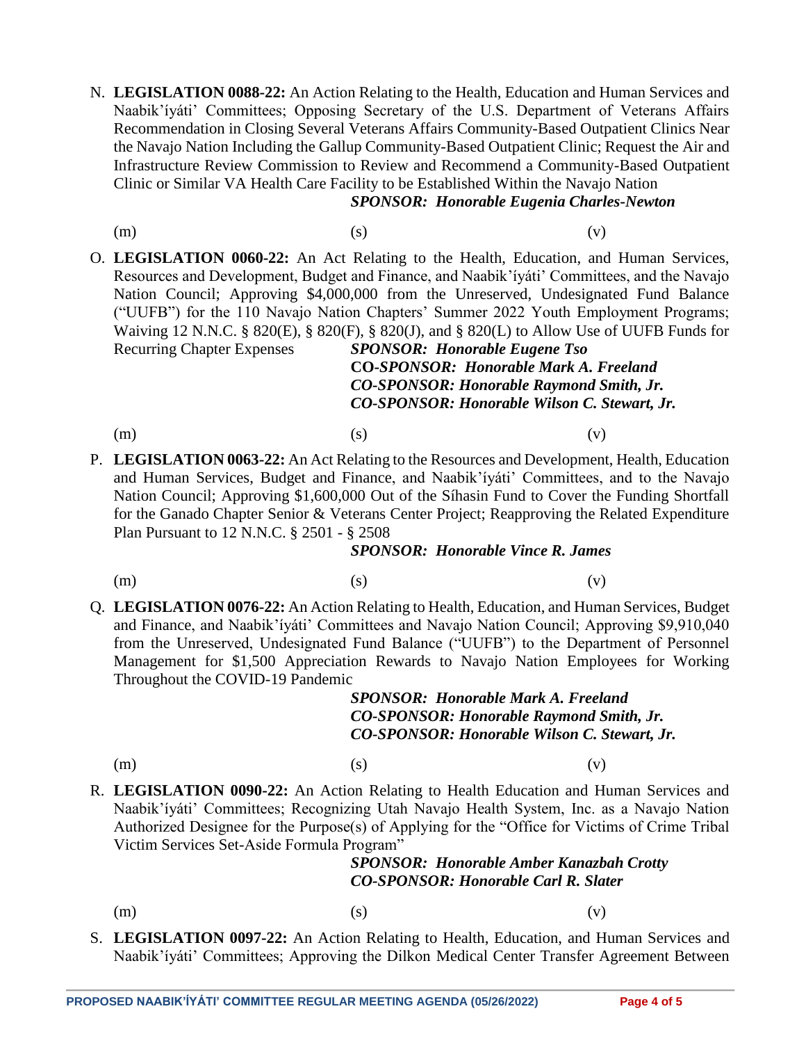N. **LEGISLATION 0088-22:** An Action Relating to the Health, Education and Human Services and Naabik'íyáti' Committees; Opposing Secretary of the U.S. Department of Veterans Affairs Recommendation in Closing Several Veterans Affairs Community-Based Outpatient Clinics Near the Navajo Nation Including the Gallup Community-Based Outpatient Clinic; Request the Air and Infrastructure Review Commission to Review and Recommend a Community-Based Outpatient Clinic or Similar VA Health Care Facility to be Established Within the Navajo Nation

***SPONSOR: Honorable Eugenia Charles-Newton***

(m) (s) (v)

O. **LEGISLATION 0060-22:** An Act Relating to the Health, Education, and Human Services, Resources and Development, Budget and Finance, and Naabik'íyáti' Committees, and the Navajo Nation Council; Approving $4,000,000 from the Unreserved, Undesignated Fund Balance ("UUFB") for the 110 Navajo Nation Chapters' Summer 2022 Youth Employment Programs; Waiving 12 N.N.C. § 820(E), § 820(F), § 820(J), and § 820(L) to Allow Use of UUFB Funds for Recurring Chapter Expenses

***SPONSOR: Honorable Eugene Tso***
**CO-*SPONSOR: Honorable Mark A. Freeland***
***CO-SPONSOR: Honorable Raymond Smith, Jr.***
***CO-SPONSOR: Honorable Wilson C. Stewart, Jr.***

(m) (s) (v)

P. **LEGISLATION 0063-22:** An Act Relating to the Resources and Development, Health, Education and Human Services, Budget and Finance, and Naabik'íyáti' Committees, and to the Navajo Nation Council; Approving $1,600,000 Out of the Síhasin Fund to Cover the Funding Shortfall for the Ganado Chapter Senior & Veterans Center Project; Reapproving the Related Expenditure Plan Pursuant to 12 N.N.C. § 2501 - § 2508

***SPONSOR: Honorable Vince R. James***

(m) (s) (v)

Q. **LEGISLATION 0076-22:** An Action Relating to Health, Education, and Human Services, Budget and Finance, and Naabik'íyáti' Committees and Navajo Nation Council; Approving $9,910,040 from the Unreserved, Undesignated Fund Balance ("UUFB") to the Department of Personnel Management for $1,500 Appreciation Rewards to Navajo Nation Employees for Working Throughout the COVID-19 Pandemic

***SPONSOR: Honorable Mark A. Freeland***
***CO-SPONSOR: Honorable Raymond Smith, Jr.***
***CO-SPONSOR: Honorable Wilson C. Stewart, Jr.***

(m) (s) (v)

R. **LEGISLATION 0090-22:** An Action Relating to Health Education and Human Services and Naabik'íyáti' Committees; Recognizing Utah Navajo Health System, Inc. as a Navajo Nation Authorized Designee for the Purpose(s) of Applying for the "Office for Victims of Crime Tribal Victim Services Set-Aside Formula Program"

***SPONSOR: Honorable Amber Kanazbah Crotty***
***CO-SPONSOR: Honorable Carl R. Slater***

(m) (s) (v)

S. **LEGISLATION 0097-22:** An Action Relating to Health, Education, and Human Services and Naabik'íyáti' Committees; Approving the Dilkon Medical Center Transfer Agreement Between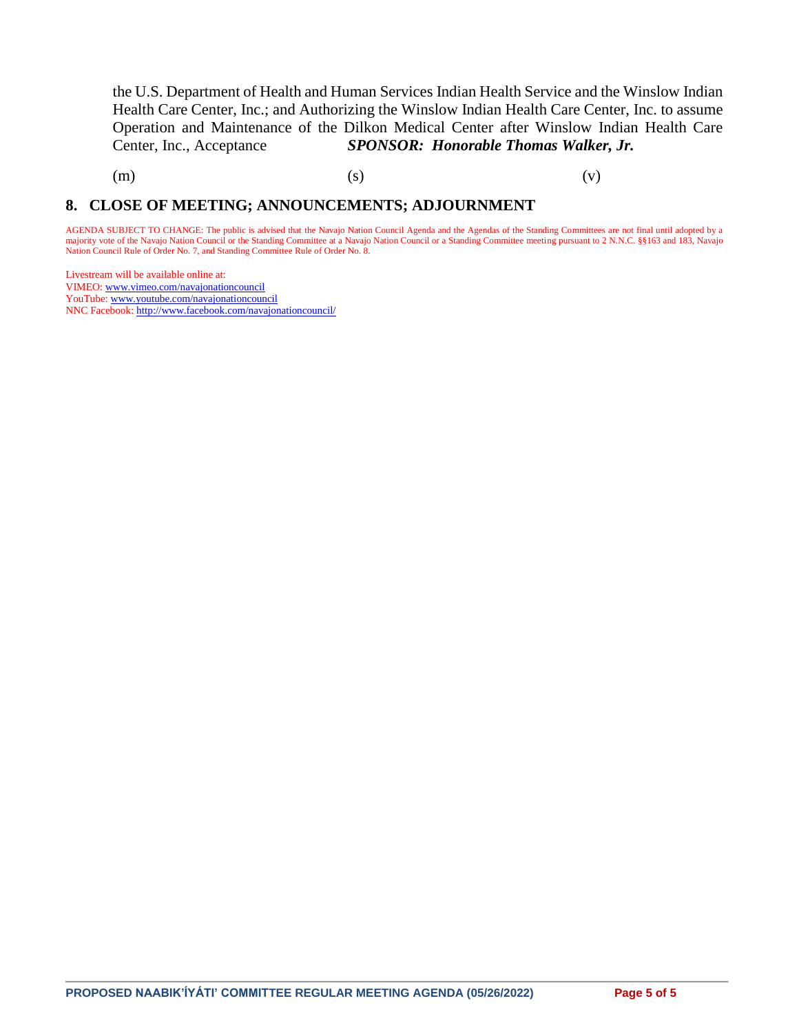the U.S. Department of Health and Human Services Indian Health Service and the Winslow Indian Health Care Center, Inc.; and Authorizing the Winslow Indian Health Care Center, Inc. to assume Operation and Maintenance of the Dilkon Medical Center after Winslow Indian Health Care Center, Inc., Acceptance ***SPONSOR: Honorable Thomas Walker, Jr.***

(m) (s) (v)

## 8. CLOSE OF MEETING; ANNOUNCEMENTS; ADJOURNMENT

AGENDA SUBJECT TO CHANGE: The public is advised that the Navajo Nation Council Agenda and the Agendas of the Standing Committees are not final until adopted by a majority vote of the Navajo Nation Council or the Standing Committee at a Navajo Nation Council or a Standing Committee meeting pursuant to 2 N.N.C. §§163 and 183, Navajo Nation Council Rule of Order No. 7, and Standing Committee Rule of Order No. 8.

Livestream will be available online at:
VIMEO: www.vimeo.com/navajonationcouncil
YouTube: www.youtube.com/navajonationcouncil
NNC Facebook: http://www.facebook.com/navajonationcouncil/